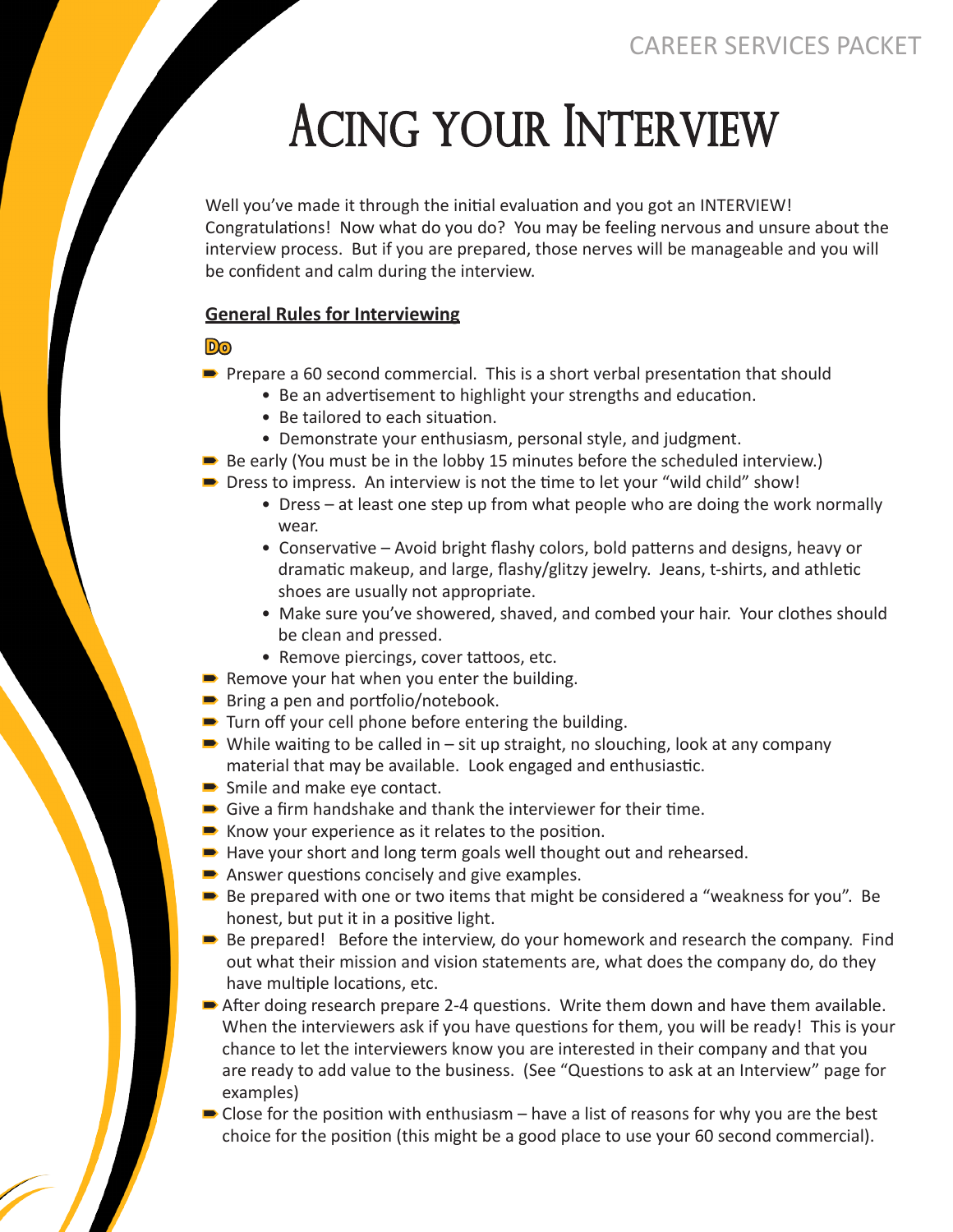# Acing your Interview

Well you've made it through the initial evaluation and you got an INTERVIEW! Congratulations! Now what do you do? You may be feeling nervous and unsure about the interview process. But if you are prepared, those nerves will be manageable and you will be confident and calm during the interview.

## General Rules for Interviewing

### Do

- Prepare a 60 second commercial. This is a short verbal presentation that should
  - Be an advertisement to highlight your strengths and education.
  - Be tailored to each situation.
  - Demonstrate your enthusiasm, personal style, and judgment.
- Be early (You must be in the lobby 15 minutes before the scheduled interview.)
- Dress to impress. An interview is not the time to let your "wild child" show!
  - Dress – at least one step up from what people who are doing the work normally wear.
  - Conservative – Avoid bright flashy colors, bold patterns and designs, heavy or dramatic makeup, and large, flashy/glitzy jewelry. Jeans, t-shirts, and athletic shoes are usually not appropriate.
  - Make sure you've showered, shaved, and combed your hair. Your clothes should be clean and pressed.
  - Remove piercings, cover tattoos, etc.
- Remove your hat when you enter the building.
- Bring a pen and portfolio/notebook.
- Turn off your cell phone before entering the building.
- While waiting to be called in – sit up straight, no slouching, look at any company material that may be available. Look engaged and enthusiastic.
- Smile and make eye contact.
- Give a firm handshake and thank the interviewer for their time.
- Know your experience as it relates to the position.
- Have your short and long term goals well thought out and rehearsed.
- Answer questions concisely and give examples.
- Be prepared with one or two items that might be considered a "weakness for you". Be honest, but put it in a positive light.
- Be prepared! Before the interview, do your homework and research the company. Find out what their mission and vision statements are, what does the company do, do they have multiple locations, etc.
- After doing research prepare 2-4 questions. Write them down and have them available. When the interviewers ask if you have questions for them, you will be ready! This is your chance to let the interviewers know you are interested in their company and that you are ready to add value to the business. (See "Questions to ask at an Interview" page for examples)
- Close for the position with enthusiasm – have a list of reasons for why you are the best choice for the position (this might be a good place to use your 60 second commercial).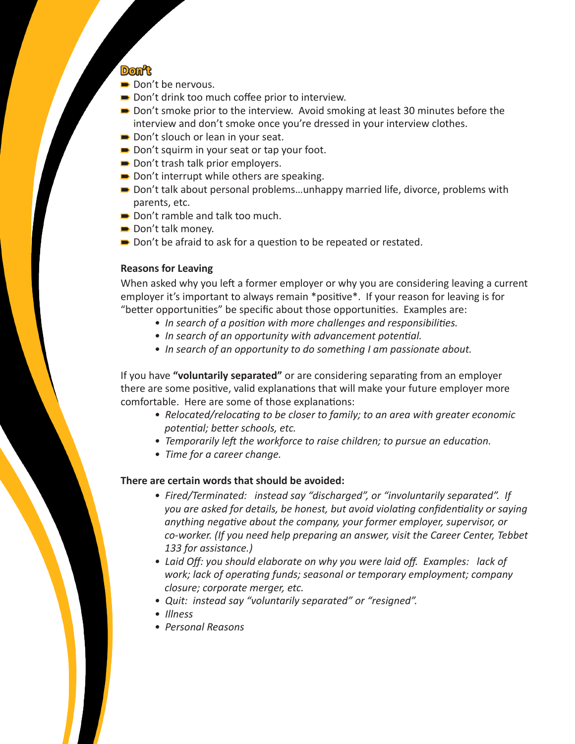## Don't

- Don't be nervous.
- Don't drink too much coffee prior to interview.
- Don't smoke prior to the interview. Avoid smoking at least 30 minutes before the interview and don't smoke once you're dressed in your interview clothes.
- Don't slouch or lean in your seat.
- Don't squirm in your seat or tap your foot.
- Don't trash talk prior employers.
- Don't interrupt while others are speaking.
- Don't talk about personal problems…unhappy married life, divorce, problems with parents, etc.
- Don't ramble and talk too much.
- Don't talk money.
- Don't be afraid to ask for a question to be repeated or restated.

**Reasons for Leaving**

When asked why you left a former employer or why you are considering leaving a current employer it's important to always remain *positive*. If your reason for leaving is for "better opportunities" be specific about those opportunities. Examples are:

- *In search of a position with more challenges and responsibilities.*
- *In search of an opportunity with advancement potential.*
- *In search of an opportunity to do something I am passionate about.*

If you have **"voluntarily separated"** or are considering separating from an employer there are some positive, valid explanations that will make your future employer more comfortable. Here are some of those explanations:

- *Relocated/relocating to be closer to family; to an area with greater economic potential; better schools, etc.*
- *Temporarily left the workforce to raise children; to pursue an education.*
- *Time for a career change.*

**There are certain words that should be avoided:**

- *Fired/Terminated: instead say "discharged", or "involuntarily separated". If you are asked for details, be honest, but avoid violating confidentiality or saying anything negative about the company, your former employer, supervisor, or co-worker. (If you need help preparing an answer, visit the Career Center, Tebbet 133 for assistance.)*
- *Laid Off: you should elaborate on why you were laid off. Examples: lack of work; lack of operating funds; seasonal or temporary employment; company closure; corporate merger, etc.*
- *Quit: instead say "voluntarily separated" or "resigned".*
- *Illness*
- *Personal Reasons*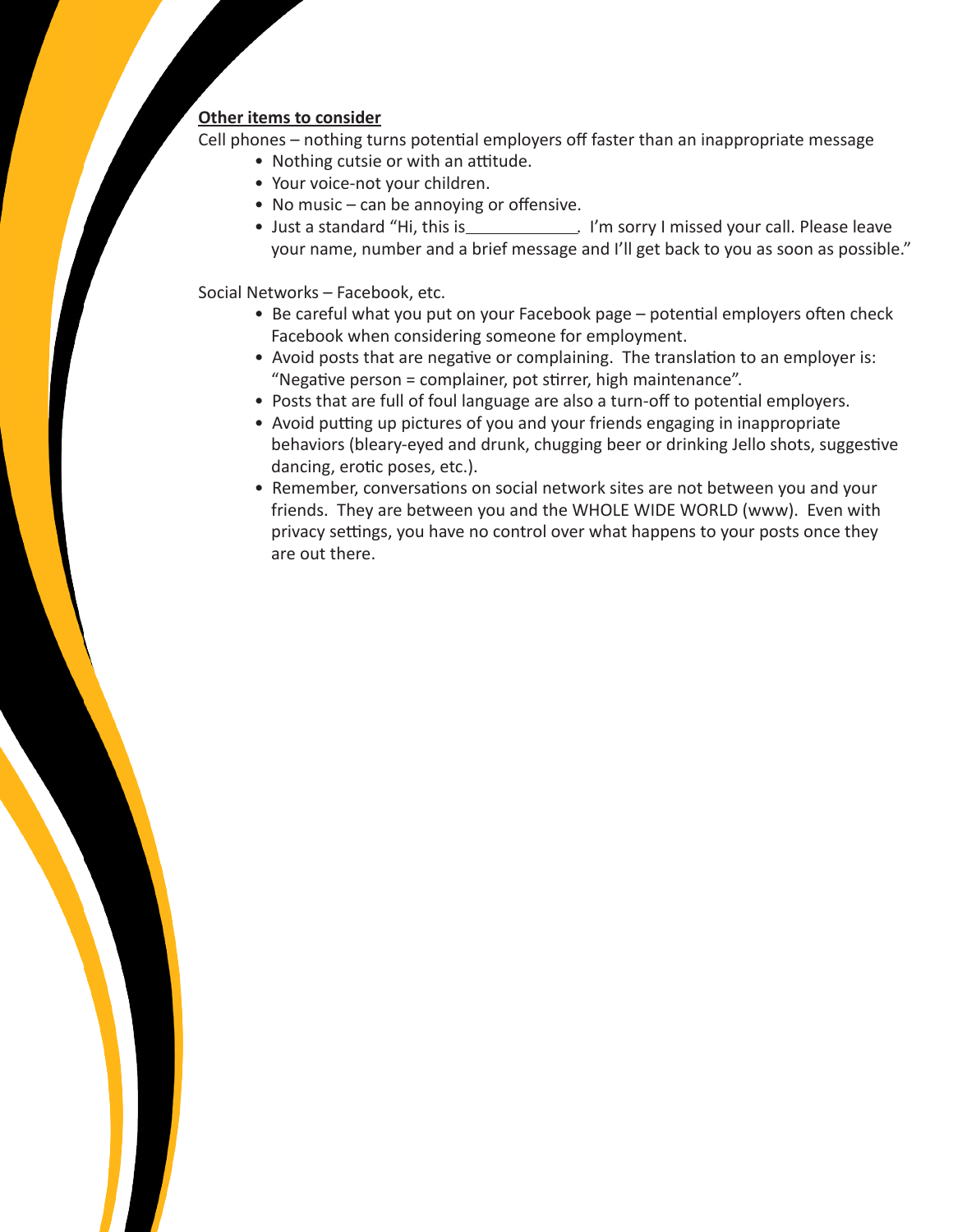**<u>Other items to consider</u>**

Cell phones – nothing turns potential employers off faster than an inappropriate message

- Nothing cutsie or with an attitude.
- Your voice-not your children.
- No music – can be annoying or offensive.
- Just a standard "Hi, this is\_\_\_\_\_\_\_\_\_\_\_\_. I'm sorry I missed your call. Please leave your name, number and a brief message and I'll get back to you as soon as possible."

Social Networks – Facebook, etc.

- Be careful what you put on your Facebook page – potential employers often check Facebook when considering someone for employment.
- Avoid posts that are negative or complaining. The translation to an employer is: "Negative person = complainer, pot stirrer, high maintenance".
- Posts that are full of foul language are also a turn-off to potential employers.
- Avoid putting up pictures of you and your friends engaging in inappropriate behaviors (bleary-eyed and drunk, chugging beer or drinking Jello shots, suggestive dancing, erotic poses, etc.).
- Remember, conversations on social network sites are not between you and your friends. They are between you and the WHOLE WIDE WORLD (www). Even with privacy settings, you have no control over what happens to your posts once they are out there.